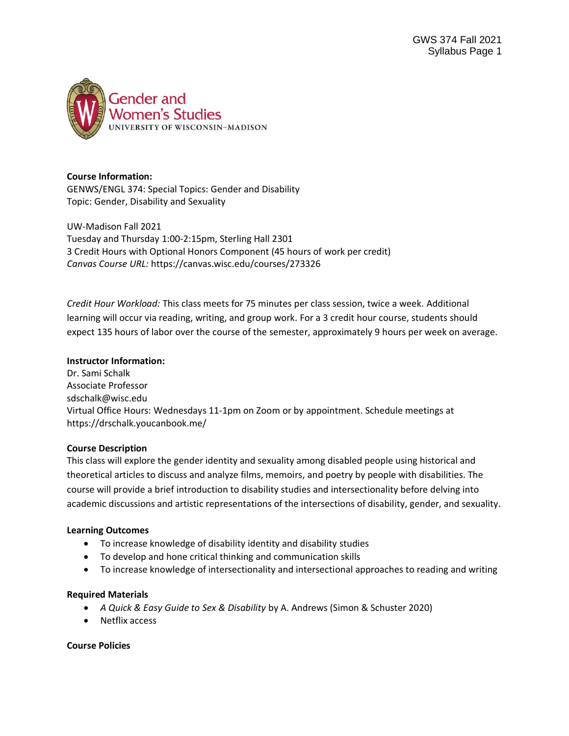**Course Information:**
GENWS/ENGL 374: Special Topics: Gender and Disability
Topic: Gender, Disability and Sexuality

UW-Madison Fall 2021
Tuesday and Thursday 1:00-2:15pm, Sterling Hall 2301
3 Credit Hours with Optional Honors Component (45 hours of work per credit)
*Canvas Course URL:* https://canvas.wisc.edu/courses/273326

*Credit Hour Workload:* This class meets for 75 minutes per class session, twice a week. Additional learning will occur via reading, writing, and group work. For a 3 credit hour course, students should expect 135 hours of labor over the course of the semester, approximately 9 hours per week on average.

**Instructor Information:**
Dr. Sami Schalk
Associate Professor
sdschalk@wisc.edu
Virtual Office Hours: Wednesdays 11-1pm on Zoom or by appointment. Schedule meetings at https://drschalk.youcanbook.me/

**Course Description**
This class will explore the gender identity and sexuality among disabled people using historical and theoretical articles to discuss and analyze films, memoirs, and poetry by people with disabilities. The course will provide a brief introduction to disability studies and intersectionality before delving into academic discussions and artistic representations of the intersections of disability, gender, and sexuality.

**Learning Outcomes**

- To increase knowledge of disability identity and disability studies
- To develop and hone critical thinking and communication skills
- To increase knowledge of intersectionality and intersectional approaches to reading and writing

**Required Materials**

- *A Quick & Easy Guide to Sex & Disability* by A. Andrews (Simon & Schuster 2020)
- Netflix access

**Course Policies**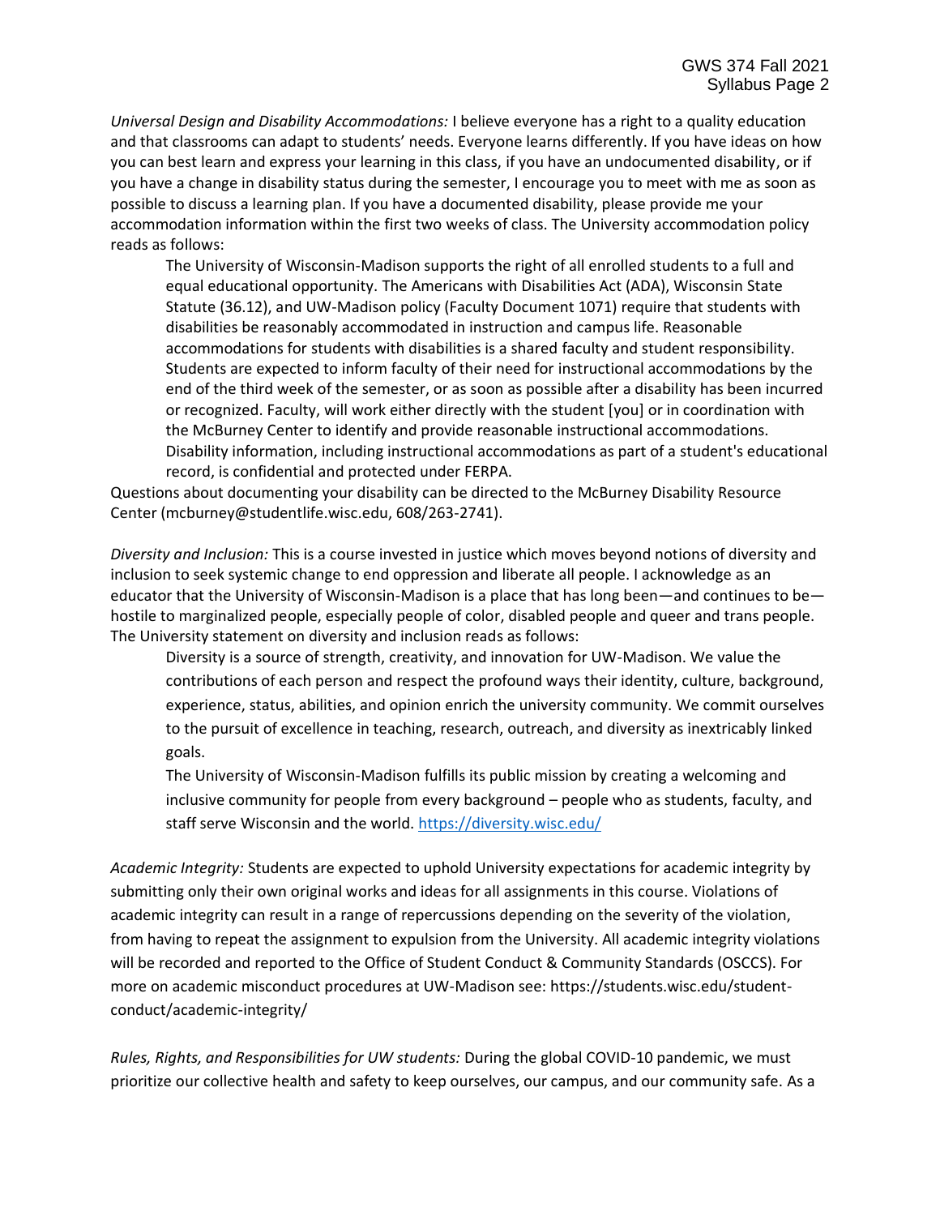*Universal Design and Disability Accommodations:* I believe everyone has a right to a quality education and that classrooms can adapt to students' needs. Everyone learns differently. If you have ideas on how you can best learn and express your learning in this class, if you have an undocumented disability, or if you have a change in disability status during the semester, I encourage you to meet with me as soon as possible to discuss a learning plan. If you have a documented disability, please provide me your accommodation information within the first two weeks of class. The University accommodation policy reads as follows:

> The University of Wisconsin-Madison supports the right of all enrolled students to a full and equal educational opportunity. The Americans with Disabilities Act (ADA), Wisconsin State Statute (36.12), and UW-Madison policy (Faculty Document 1071) require that students with disabilities be reasonably accommodated in instruction and campus life. Reasonable accommodations for students with disabilities is a shared faculty and student responsibility. Students are expected to inform faculty of their need for instructional accommodations by the end of the third week of the semester, or as soon as possible after a disability has been incurred or recognized. Faculty, will work either directly with the student [you] or in coordination with the McBurney Center to identify and provide reasonable instructional accommodations. Disability information, including instructional accommodations as part of a student's educational record, is confidential and protected under FERPA.

Questions about documenting your disability can be directed to the McBurney Disability Resource Center (mcburney@studentlife.wisc.edu, 608/263-2741).

*Diversity and Inclusion:* This is a course invested in justice which moves beyond notions of diversity and inclusion to seek systemic change to end oppression and liberate all people. I acknowledge as an educator that the University of Wisconsin-Madison is a place that has long been—and continues to be—hostile to marginalized people, especially people of color, disabled people and queer and trans people. The University statement on diversity and inclusion reads as follows:

> Diversity is a source of strength, creativity, and innovation for UW-Madison. We value the contributions of each person and respect the profound ways their identity, culture, background, experience, status, abilities, and opinion enrich the university community. We commit ourselves to the pursuit of excellence in teaching, research, outreach, and diversity as inextricably linked goals.
>
> The University of Wisconsin-Madison fulfills its public mission by creating a welcoming and inclusive community for people from every background – people who as students, faculty, and staff serve Wisconsin and the world. https://diversity.wisc.edu/

*Academic Integrity:* Students are expected to uphold University expectations for academic integrity by submitting only their own original works and ideas for all assignments in this course. Violations of academic integrity can result in a range of repercussions depending on the severity of the violation, from having to repeat the assignment to expulsion from the University. All academic integrity violations will be recorded and reported to the Office of Student Conduct & Community Standards (OSCCS). For more on academic misconduct procedures at UW-Madison see: https://students.wisc.edu/student-conduct/academic-integrity/

*Rules, Rights, and Responsibilities for UW students:* During the global COVID-10 pandemic, we must prioritize our collective health and safety to keep ourselves, our campus, and our community safe. As a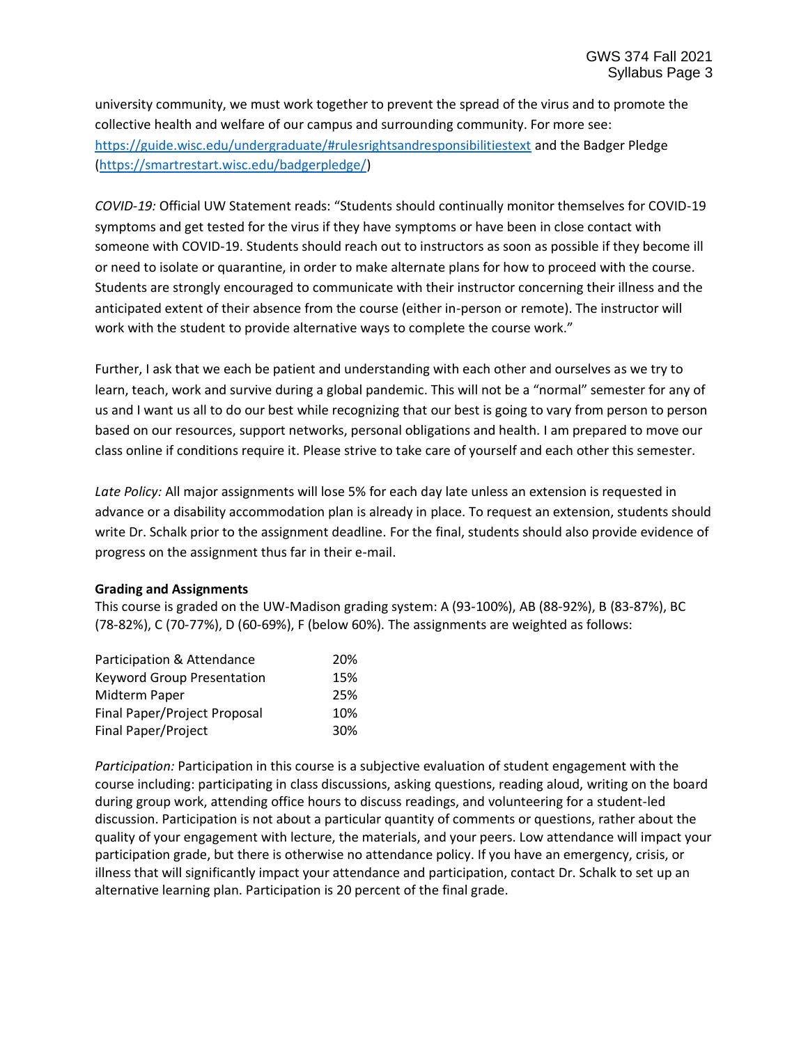university community, we must work together to prevent the spread of the virus and to promote the collective health and welfare of our campus and surrounding community. For more see: https://guide.wisc.edu/undergraduate/#rulesrightsandresponsibilitiestext and the Badger Pledge (https://smartrestart.wisc.edu/badgerpledge/)

*COVID-19:* Official UW Statement reads: "Students should continually monitor themselves for COVID-19 symptoms and get tested for the virus if they have symptoms or have been in close contact with someone with COVID-19. Students should reach out to instructors as soon as possible if they become ill or need to isolate or quarantine, in order to make alternate plans for how to proceed with the course. Students are strongly encouraged to communicate with their instructor concerning their illness and the anticipated extent of their absence from the course (either in-person or remote). The instructor will work with the student to provide alternative ways to complete the course work."

Further, I ask that we each be patient and understanding with each other and ourselves as we try to learn, teach, work and survive during a global pandemic. This will not be a "normal" semester for any of us and I want us all to do our best while recognizing that our best is going to vary from person to person based on our resources, support networks, personal obligations and health. I am prepared to move our class online if conditions require it. Please strive to take care of yourself and each other this semester.

*Late Policy:* All major assignments will lose 5% for each day late unless an extension is requested in advance or a disability accommodation plan is already in place. To request an extension, students should write Dr. Schalk prior to the assignment deadline. For the final, students should also provide evidence of progress on the assignment thus far in their e-mail.

**Grading and Assignments**

This course is graded on the UW-Madison grading system: A (93-100%), AB (88-92%), B (83-87%), BC (78-82%), C (70-77%), D (60-69%), F (below 60%). The assignments are weighted as follows:

| Assignment | Weight |
|---|---|
| Participation & Attendance | 20% |
| Keyword Group Presentation | 15% |
| Midterm Paper | 25% |
| Final Paper/Project Proposal | 10% |
| Final Paper/Project | 30% |

*Participation:* Participation in this course is a subjective evaluation of student engagement with the course including: participating in class discussions, asking questions, reading aloud, writing on the board during group work, attending office hours to discuss readings, and volunteering for a student-led discussion. Participation is not about a particular quantity of comments or questions, rather about the quality of your engagement with lecture, the materials, and your peers. Low attendance will impact your participation grade, but there is otherwise no attendance policy. If you have an emergency, crisis, or illness that will significantly impact your attendance and participation, contact Dr. Schalk to set up an alternative learning plan. Participation is 20 percent of the final grade.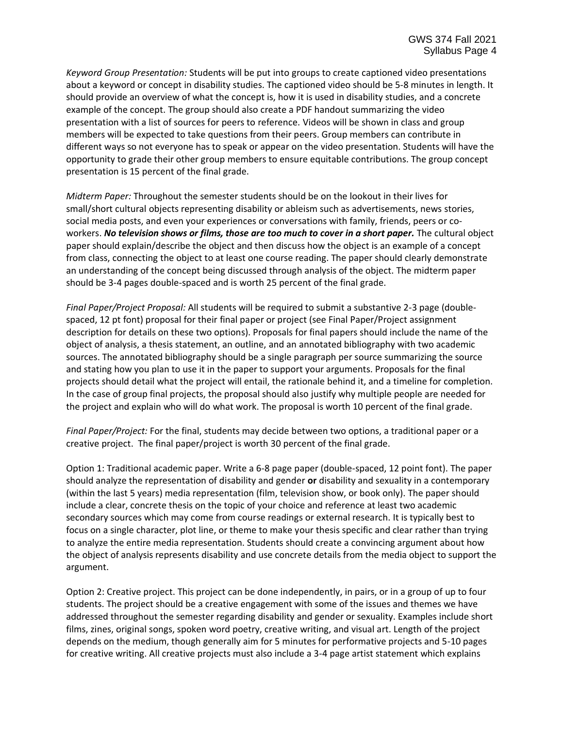*Keyword Group Presentation:* Students will be put into groups to create captioned video presentations about a keyword or concept in disability studies. The captioned video should be 5-8 minutes in length. It should provide an overview of what the concept is, how it is used in disability studies, and a concrete example of the concept. The group should also create a PDF handout summarizing the video presentation with a list of sources for peers to reference. Videos will be shown in class and group members will be expected to take questions from their peers. Group members can contribute in different ways so not everyone has to speak or appear on the video presentation. Students will have the opportunity to grade their other group members to ensure equitable contributions. The group concept presentation is 15 percent of the final grade.

*Midterm Paper:* Throughout the semester students should be on the lookout in their lives for small/short cultural objects representing disability or ableism such as advertisements, news stories, social media posts, and even your experiences or conversations with family, friends, peers or co-workers. ***No television shows or films, those are too much to cover in a short paper.*** The cultural object paper should explain/describe the object and then discuss how the object is an example of a concept from class, connecting the object to at least one course reading. The paper should clearly demonstrate an understanding of the concept being discussed through analysis of the object. The midterm paper should be 3-4 pages double-spaced and is worth 25 percent of the final grade.

*Final Paper/Project Proposal:* All students will be required to submit a substantive 2-3 page (double-spaced, 12 pt font) proposal for their final paper or project (see Final Paper/Project assignment description for details on these two options). Proposals for final papers should include the name of the object of analysis, a thesis statement, an outline, and an annotated bibliography with two academic sources. The annotated bibliography should be a single paragraph per source summarizing the source and stating how you plan to use it in the paper to support your arguments. Proposals for the final projects should detail what the project will entail, the rationale behind it, and a timeline for completion. In the case of group final projects, the proposal should also justify why multiple people are needed for the project and explain who will do what work. The proposal is worth 10 percent of the final grade.

*Final Paper/Project:* For the final, students may decide between two options, a traditional paper or a creative project. The final paper/project is worth 30 percent of the final grade.

Option 1: Traditional academic paper. Write a 6-8 page paper (double-spaced, 12 point font). The paper should analyze the representation of disability and gender **or** disability and sexuality in a contemporary (within the last 5 years) media representation (film, television show, or book only). The paper should include a clear, concrete thesis on the topic of your choice and reference at least two academic secondary sources which may come from course readings or external research. It is typically best to focus on a single character, plot line, or theme to make your thesis specific and clear rather than trying to analyze the entire media representation. Students should create a convincing argument about how the object of analysis represents disability and use concrete details from the media object to support the argument.

Option 2: Creative project. This project can be done independently, in pairs, or in a group of up to four students. The project should be a creative engagement with some of the issues and themes we have addressed throughout the semester regarding disability and gender or sexuality. Examples include short films, zines, original songs, spoken word poetry, creative writing, and visual art. Length of the project depends on the medium, though generally aim for 5 minutes for performative projects and 5-10 pages for creative writing. All creative projects must also include a 3-4 page artist statement which explains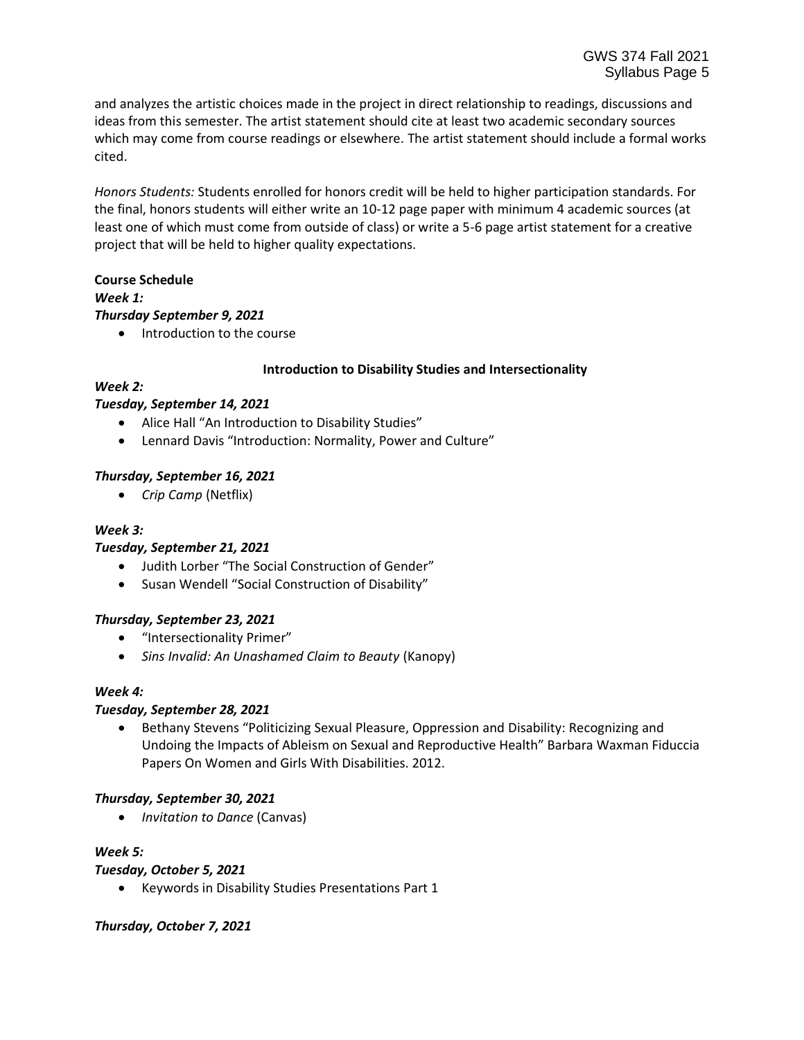and analyzes the artistic choices made in the project in direct relationship to readings, discussions and ideas from this semester. The artist statement should cite at least two academic secondary sources which may come from course readings or elsewhere. The artist statement should include a formal works cited.

*Honors Students:* Students enrolled for honors credit will be held to higher participation standards. For the final, honors students will either write an 10-12 page paper with minimum 4 academic sources (at least one of which must come from outside of class) or write a 5-6 page artist statement for a creative project that will be held to higher quality expectations.

**Course Schedule**

***Week 1:***

***Thursday September 9, 2021***

- Introduction to the course

**Introduction to Disability Studies and Intersectionality**

***Week 2:***

***Tuesday, September 14, 2021***

- Alice Hall "An Introduction to Disability Studies"
- Lennard Davis "Introduction: Normality, Power and Culture"

***Thursday, September 16, 2021***

- *Crip Camp* (Netflix)

***Week 3:***

***Tuesday, September 21, 2021***

- Judith Lorber "The Social Construction of Gender"
- Susan Wendell "Social Construction of Disability"

***Thursday, September 23, 2021***

- "Intersectionality Primer"
- *Sins Invalid: An Unashamed Claim to Beauty* (Kanopy)

***Week 4:***

***Tuesday, September 28, 2021***

- Bethany Stevens "Politicizing Sexual Pleasure, Oppression and Disability: Recognizing and Undoing the Impacts of Ableism on Sexual and Reproductive Health" Barbara Waxman Fiduccia Papers On Women and Girls With Disabilities. 2012.

***Thursday, September 30, 2021***

- *Invitation to Dance* (Canvas)

***Week 5:***

***Tuesday, October 5, 2021***

- Keywords in Disability Studies Presentations Part 1

***Thursday, October 7, 2021***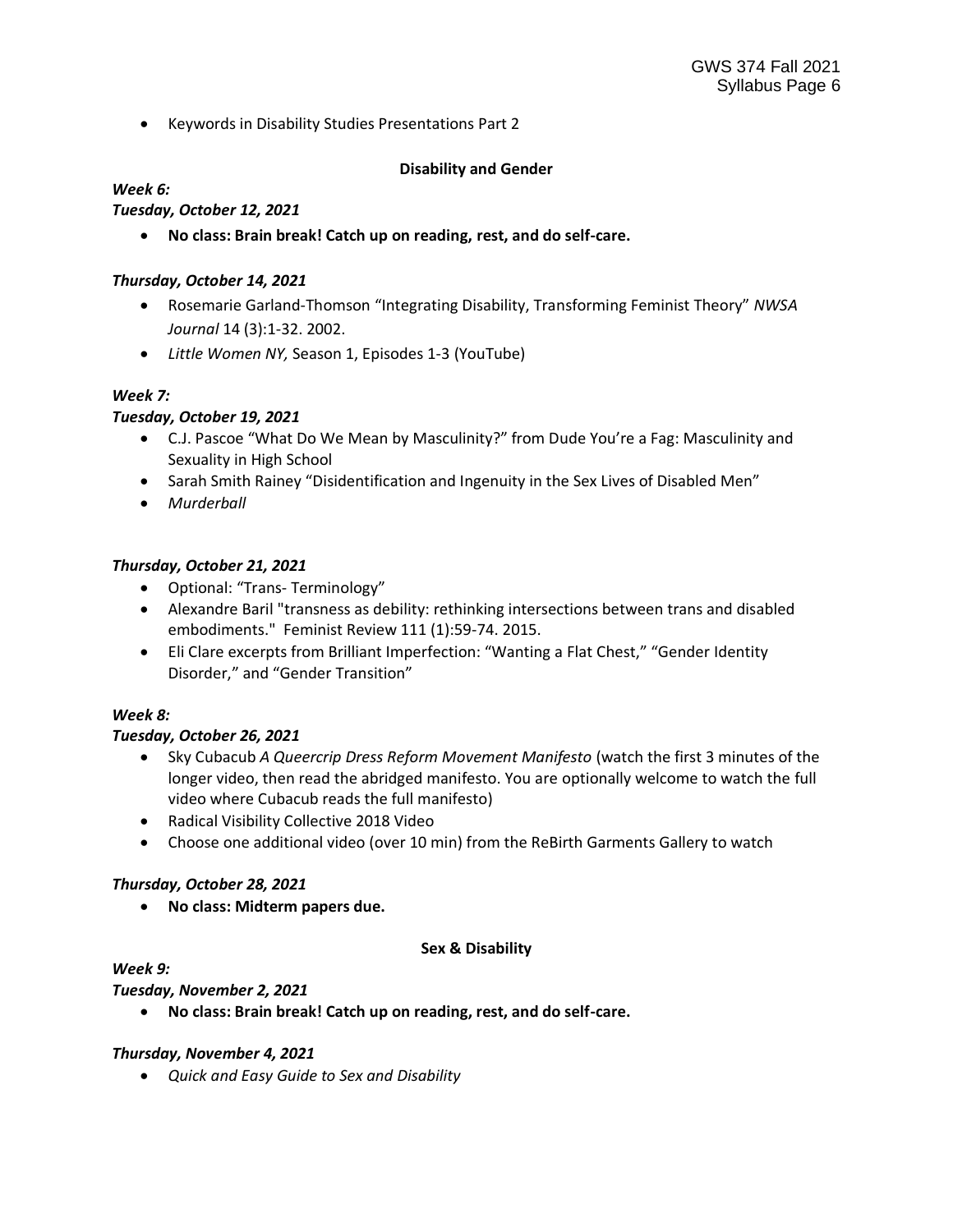- Keywords in Disability Studies Presentations Part 2

**Disability and Gender**

***Week 6:***

***Tuesday, October 12, 2021***

- **No class: Brain break! Catch up on reading, rest, and do self-care.**

***Thursday, October 14, 2021***

- Rosemarie Garland-Thomson "Integrating Disability, Transforming Feminist Theory" *NWSA Journal* 14 (3):1-32. 2002.
- *Little Women NY,* Season 1, Episodes 1-3 (YouTube)

***Week 7:***

***Tuesday, October 19, 2021***

- C.J. Pascoe "What Do We Mean by Masculinity?" from Dude You're a Fag: Masculinity and Sexuality in High School
- Sarah Smith Rainey "Disidentification and Ingenuity in the Sex Lives of Disabled Men"
- *Murderball*

***Thursday, October 21, 2021***

- Optional: "Trans- Terminology"
- Alexandre Baril "transness as debility: rethinking intersections between trans and disabled embodiments." Feminist Review 111 (1):59-74. 2015.
- Eli Clare excerpts from Brilliant Imperfection: "Wanting a Flat Chest," "Gender Identity Disorder," and "Gender Transition"

***Week 8:***

***Tuesday, October 26, 2021***

- Sky Cubacub *A Queercrip Dress Reform Movement Manifesto* (watch the first 3 minutes of the longer video, then read the abridged manifesto. You are optionally welcome to watch the full video where Cubacub reads the full manifesto)
- Radical Visibility Collective 2018 Video
- Choose one additional video (over 10 min) from the ReBirth Garments Gallery to watch

***Thursday, October 28, 2021***

- **No class: Midterm papers due.**

**Sex & Disability**

***Week 9:***

***Tuesday, November 2, 2021***

- **No class: Brain break! Catch up on reading, rest, and do self-care.**

***Thursday, November 4, 2021***

- *Quick and Easy Guide to Sex and Disability*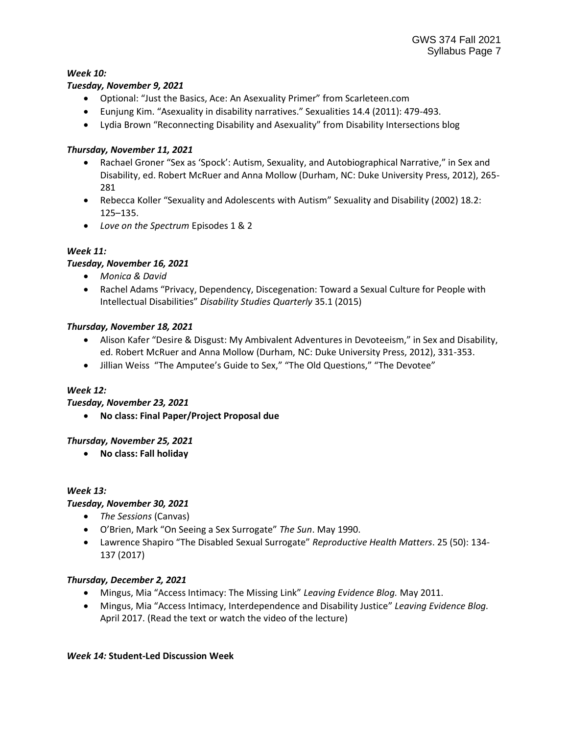***Week 10:***

***Tuesday, November 9, 2021***

- Optional: "Just the Basics, Ace: An Asexuality Primer" from Scarleteen.com
- Eunjung Kim. "Asexuality in disability narratives." Sexualities 14.4 (2011): 479-493.
- Lydia Brown "Reconnecting Disability and Asexuality" from Disability Intersections blog

***Thursday, November 11, 2021***

- Rachael Groner "Sex as 'Spock': Autism, Sexuality, and Autobiographical Narrative," in Sex and Disability, ed. Robert McRuer and Anna Mollow (Durham, NC: Duke University Press, 2012), 265-281
- Rebecca Koller "Sexuality and Adolescents with Autism" Sexuality and Disability (2002) 18.2: 125–135.
- *Love on the Spectrum* Episodes 1 & 2

***Week 11:***

***Tuesday, November 16, 2021***

- *Monica & David*
- Rachel Adams "Privacy, Dependency, Discegenation: Toward a Sexual Culture for People with Intellectual Disabilities" *Disability Studies Quarterly* 35.1 (2015)

***Thursday, November 18, 2021***

- Alison Kafer "Desire & Disgust: My Ambivalent Adventures in Devoteeism," in Sex and Disability, ed. Robert McRuer and Anna Mollow (Durham, NC: Duke University Press, 2012), 331-353.
- Jillian Weiss "The Amputee's Guide to Sex," "The Old Questions," "The Devotee"

***Week 12:***

***Tuesday, November 23, 2021***

- **No class: Final Paper/Project Proposal due**

***Thursday, November 25, 2021***

- **No class: Fall holiday**

***Week 13:***

***Tuesday, November 30, 2021***

- *The Sessions* (Canvas)
- O'Brien, Mark "On Seeing a Sex Surrogate" *The Sun*. May 1990.
- Lawrence Shapiro "The Disabled Sexual Surrogate" *Reproductive Health Matters*. 25 (50): 134-137 (2017)

***Thursday, December 2, 2021***

- Mingus, Mia "Access Intimacy: The Missing Link" *Leaving Evidence Blog.* May 2011.
- Mingus, Mia "Access Intimacy, Interdependence and Disability Justice" *Leaving Evidence Blog.* April 2017. (Read the text or watch the video of the lecture)

***Week 14:*** **Student-Led Discussion Week**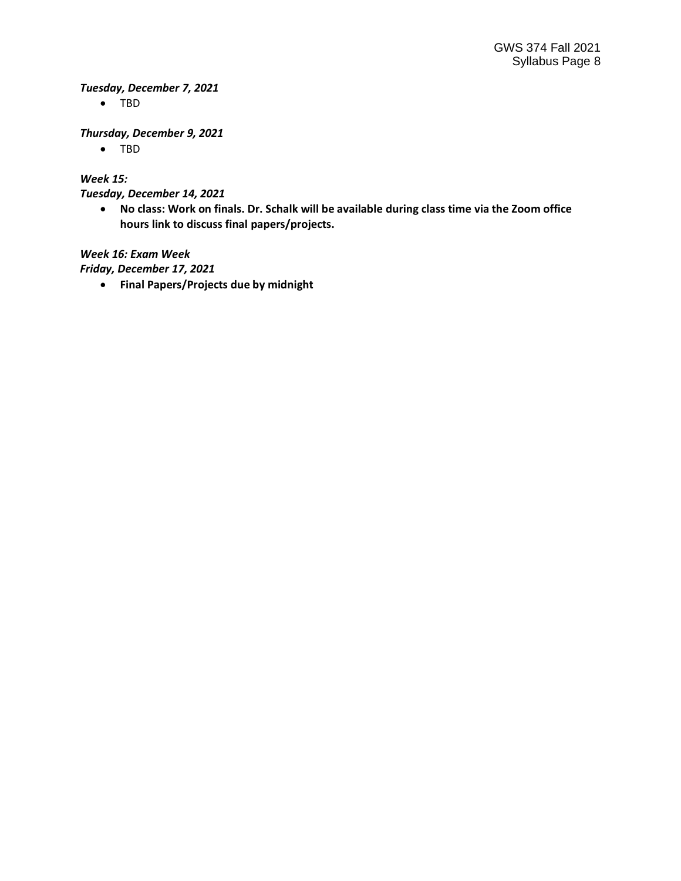***Tuesday, December 7, 2021***

- TBD

***Thursday, December 9, 2021***

- TBD

***Week 15:***

***Tuesday, December 14, 2021***

- **No class: Work on finals. Dr. Schalk will be available during class time via the Zoom office hours link to discuss final papers/projects.**

***Week 16: Exam Week***

***Friday, December 17, 2021***

- **Final Papers/Projects due by midnight**